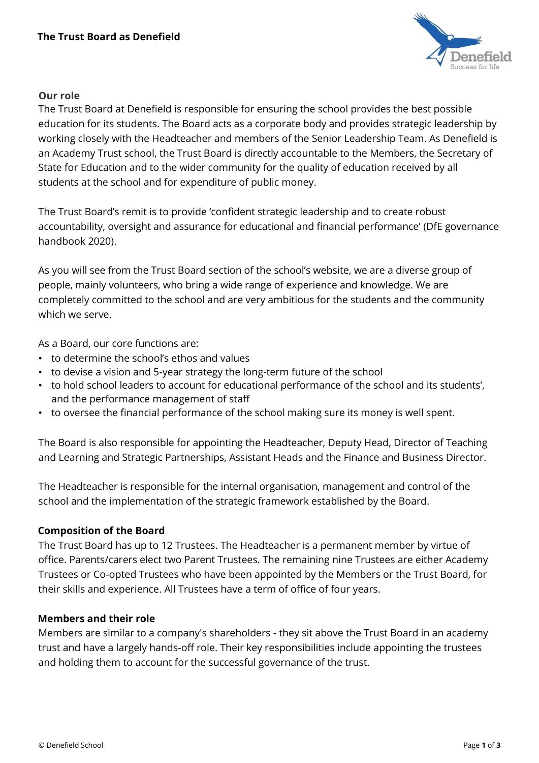# The Trust Board as Denefield

## Our role

The Trust Board at Denefield is responsible for ensuring the school provides the best possible education for its students. The Board acts as a corporate body and provides strategic leadership by working closely with the Headteacher and members of the Senior Leadership Team. As Denefield is an Academy Trust school, the Trust Board is directly accountable to the Members, the Secretary of State for Education and to the wider community for the quality of education received by all students at the school and for expenditure of public money.

The Trust Board's remit is to provide 'confident strategic leadership and to create robust accountability, oversight and assurance for educational and financial performance' (DfE governance handbook 2020).

As you will see from the Trust Board section of the school's website, we are a diverse group of people, mainly volunteers, who bring a wide range of experience and knowledge. We are completely committed to the school and are very ambitious for the students and the community which we serve.

As a Board, our core functions are:

- to determine the school's ethos and values
- to devise a vision and 5-year strategy the long-term future of the school
- to hold school leaders to account for educational performance of the school and its students', and the performance management of staff
- to oversee the financial performance of the school making sure its money is well spent.

The Board is also responsible for appointing the Headteacher, Deputy Head, Director of Teaching and Learning and Strategic Partnerships, Assistant Heads and the Finance and Business Director.

The Headteacher is responsible for the internal organisation, management and control of the school and the implementation of the strategic framework established by the Board.

## Composition of the Board

The Trust Board has up to 12 Trustees. The Headteacher is a permanent member by virtue of office. Parents/carers elect two Parent Trustees. The remaining nine Trustees are either Academy Trustees or Co-opted Trustees who have been appointed by the Members or the Trust Board, for their skills and experience. All Trustees have a term of office of four years.

## Members and their role

Members are similar to a company's shareholders - they sit above the Trust Board in an academy trust and have a largely hands-off role. Their key responsibilities include appointing the trustees and holding them to account for the successful governance of the trust.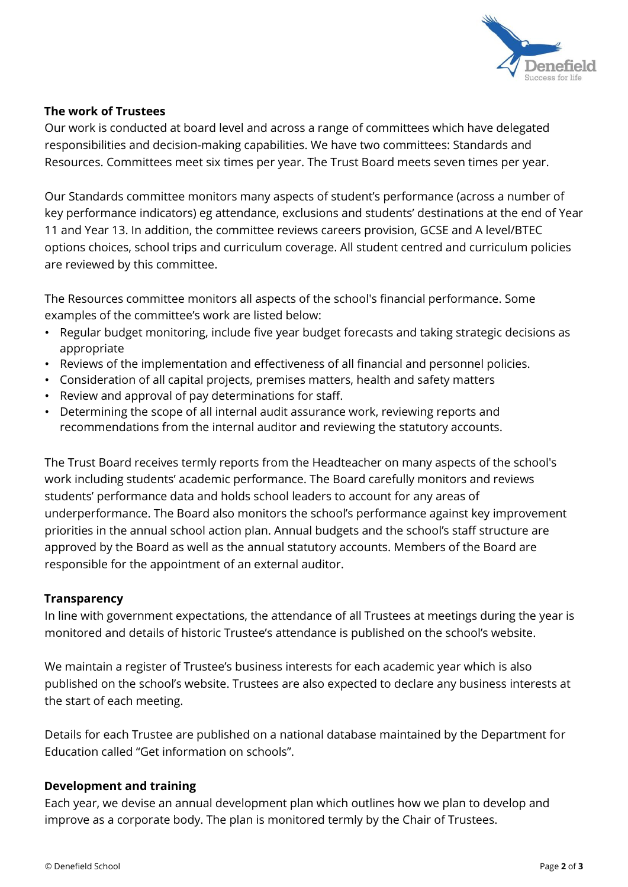## The work of Trustees

Our work is conducted at board level and across a range of committees which have delegated responsibilities and decision-making capabilities. We have two committees: Standards and Resources. Committees meet six times per year. The Trust Board meets seven times per year.

Our Standards committee monitors many aspects of student's performance (across a number of key performance indicators) eg attendance, exclusions and students' destinations at the end of Year 11 and Year 13. In addition, the committee reviews careers provision, GCSE and A level/BTEC options choices, school trips and curriculum coverage. All student centred and curriculum policies are reviewed by this committee.

The Resources committee monitors all aspects of the school's financial performance. Some examples of the committee's work are listed below:

- Regular budget monitoring, include five year budget forecasts and taking strategic decisions as appropriate
- Reviews of the implementation and effectiveness of all financial and personnel policies.
- Consideration of all capital projects, premises matters, health and safety matters
- Review and approval of pay determinations for staff.
- Determining the scope of all internal audit assurance work, reviewing reports and recommendations from the internal auditor and reviewing the statutory accounts.

The Trust Board receives termly reports from the Headteacher on many aspects of the school's work including students' academic performance. The Board carefully monitors and reviews students' performance data and holds school leaders to account for any areas of underperformance. The Board also monitors the school's performance against key improvement priorities in the annual school action plan. Annual budgets and the school's staff structure are approved by the Board as well as the annual statutory accounts. Members of the Board are responsible for the appointment of an external auditor.

## Transparency

In line with government expectations, the attendance of all Trustees at meetings during the year is monitored and details of historic Trustee's attendance is published on the school's website.

We maintain a register of Trustee's business interests for each academic year which is also published on the school's website. Trustees are also expected to declare any business interests at the start of each meeting.

Details for each Trustee are published on a national database maintained by the Department for Education called "Get information on schools".

## Development and training

Each year, we devise an annual development plan which outlines how we plan to develop and improve as a corporate body. The plan is monitored termly by the Chair of Trustees.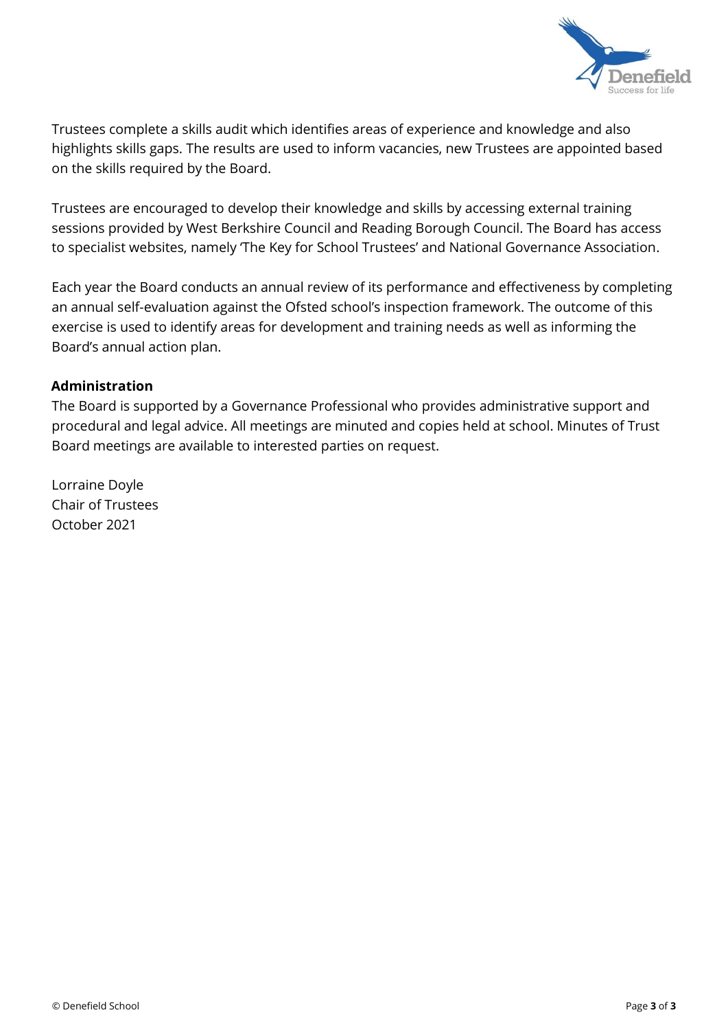Trustees complete a skills audit which identifies areas of experience and knowledge and also highlights skills gaps. The results are used to inform vacancies, new Trustees are appointed based on the skills required by the Board.

Trustees are encouraged to develop their knowledge and skills by accessing external training sessions provided by West Berkshire Council and Reading Borough Council. The Board has access to specialist websites, namely 'The Key for School Trustees' and National Governance Association.

Each year the Board conducts an annual review of its performance and effectiveness by completing an annual self-evaluation against the Ofsted school's inspection framework. The outcome of this exercise is used to identify areas for development and training needs as well as informing the Board's annual action plan.

**Administration**

The Board is supported by a Governance Professional who provides administrative support and procedural and legal advice. All meetings are minuted and copies held at school. Minutes of Trust Board meetings are available to interested parties on request.

Lorraine Doyle
Chair of Trustees
October 2021